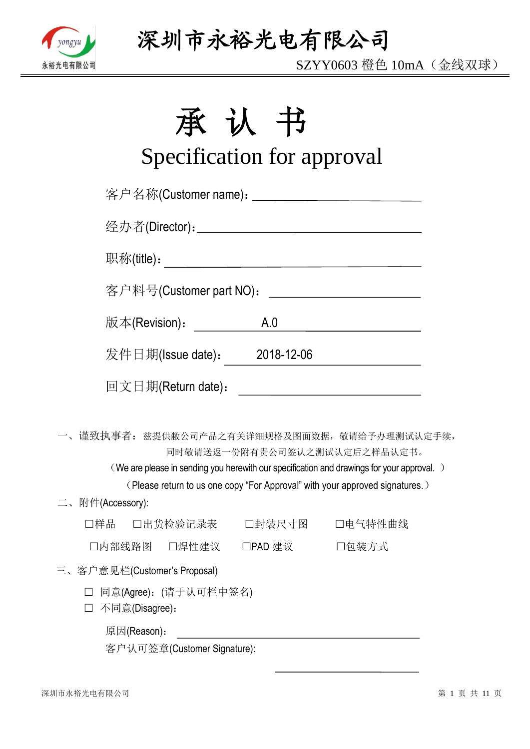# 深圳市永裕光电有限公司

SZYY0603 橙色 10mA（金线双球）

# 承 认 书

## Specification for approval

客户名称(Customer name)：\_\_\_\_\_\_\_\_\_\_\_\_\_\_\_\_\_\_\_\_\_\_\_\_

经办者(Director)：\_\_\_\_\_\_\_\_\_\_\_\_\_\_\_\_\_\_\_\_\_\_\_\_\_\_\_\_

职称(title)：\_\_\_\_\_\_\_\_\_\_\_\_\_\_\_\_\_\_\_\_\_\_\_\_\_\_\_\_\_\_\_\_\_

客户料号(Customer part NO)：\_\_\_\_\_\_\_\_\_\_\_\_\_\_\_\_\_\_\_\_\_

版本(Revision)： A.0

发件日期(Issue date)： 2018-12-06

回文日期(Return date)：\_\_\_\_\_\_\_\_\_\_\_\_\_\_\_\_\_\_\_\_\_\_\_

一、谨致执事者：兹提供敝公司产品之有关详细规格及图面数据，敬请给予办理测试认定手续，同时敬请送返一份附有贵公司签认之测试认定后之样品认定书。

（We are please in sending you herewith our specification and drawings for your approval. ）

（Please return to us one copy “For Approval” with your approved signatures.）

二、附件(Accessory):

☐样品 ☐出货检验记录表 ☐封装尺寸图 ☐电气特性曲线

☐内部线路图 ☐焊性建议 ☐PAD 建议 ☐包装方式

三、客户意见栏(Customer’s Proposal)

☐ 同意(Agree)：(请于认可栏中签名)

☐ 不同意(Disagree)：

原因(Reason)：\_\_\_\_\_\_\_\_\_\_\_\_\_\_\_\_\_\_\_\_\_\_\_\_\_\_\_\_\_\_\_\_\_\_\_\_

客户认可签章(Customer Signature):

\_\_\_\_\_\_\_\_\_\_\_\_\_\_\_\_\_\_\_\_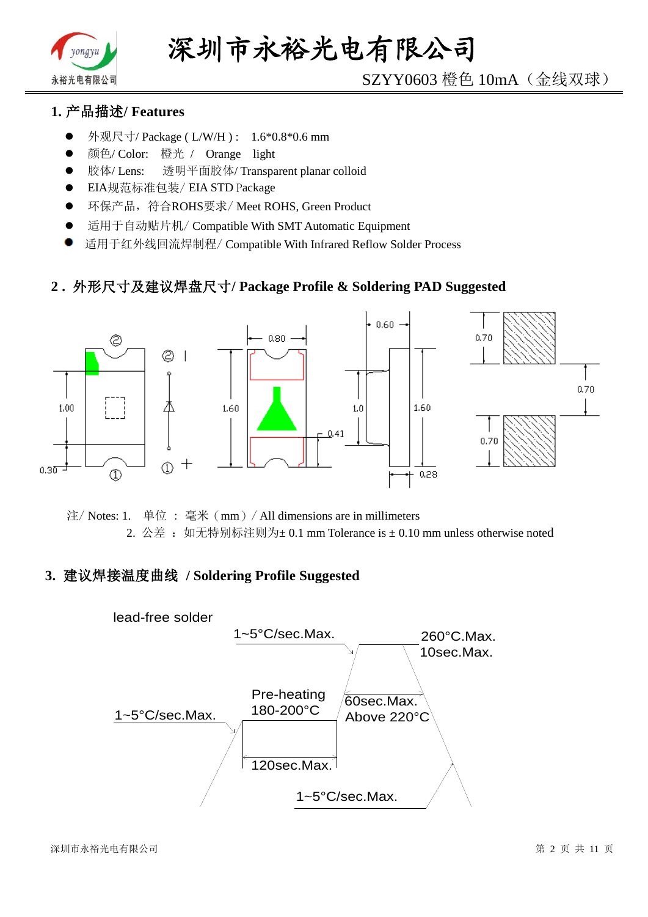SZYY0603 橙色 10mA（金线双球）

## 1. 产品描述/ Features

- 外观尺寸/ Package ( L/W/H ) : 1.6*0.8*0.6 mm
- 颜色/ Color: 橙光 / Orange light
- 胶体/ Lens: 透明平面胶体/ Transparent planar colloid
- EIA规范标准包装/ EIA STD Package
- 环保产品，符合ROHS要求/ Meet ROHS, Green Product
- 适用于自动贴片机/ Compatible With SMT Automatic Equipment
- 适用于红外线回流焊制程/ Compatible With Infrared Reflow Solder Process

## 2 . 外形尺寸及建议焊盘尺寸/ Package Profile & Soldering PAD Suggested

注/ Notes: 1. 单位 ： 毫米（mm）/ All dimensions are in millimeters

2. 公差 ： 如无特别标注则为± 0.1 mm Tolerance is ± 0.10 mm unless otherwise noted

## 3. 建议焊接温度曲线 / Soldering Profile Suggested

lead-free solder

1~5°C/sec.Max.

260°C.Max.
10sec.Max.

Pre-heating
180-200°C

60sec.Max.
Above 220°C

1~5°C/sec.Max.

120sec.Max.

1~5°C/sec.Max.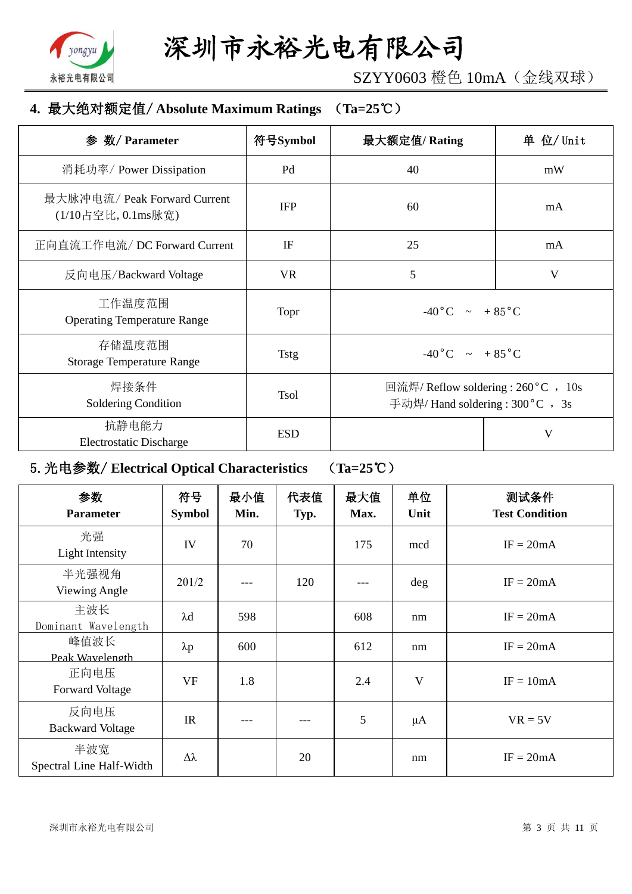## 4. 最大绝对额定值/ Absolute Maximum Ratings （Ta=25℃）

| 参 数/ Parameter | 符号Symbol | 最大额定值/ Rating | 单 位/ Unit |
|---|---|---|---|
| 消耗功率/ Power Dissipation | Pd | 40 | mW |
| 最大脉冲电流/ Peak Forward Current (1/10占空比, 0.1ms脉宽) | IFP | 60 | mA |
| 正向直流工作电流/ DC Forward Current | IF | 25 | mA |
| 反向电压/Backward Voltage | VR | 5 | V |
| 工作温度范围 Operating Temperature Range | Topr | -40°C ～ +85°C | |
| 存储温度范围 Storage Temperature Range | Tstg | -40°C ～ +85°C | |
| 焊接条件 Soldering Condition | Tsol | 回流焊/ Reflow soldering : 260°C ， 10s 手动焊/ Hand soldering : 300°C ， 3s | |
| 抗静电能力 Electrostatic Discharge | ESD | | V |

## 5. 光电参数/ Electrical Optical Characteristics （Ta=25℃）

| 参数 Parameter | 符号 Symbol | 最小值 Min. | 代表值 Typ. | 最大值 Max. | 单位 Unit | 测试条件 Test Condition |
|---|---|---|---|---|---|---|
| 光强 Light Intensity | IV | 70 | | 175 | mcd | IF = 20mA |
| 半光强视角 Viewing Angle | 2θ1/2 | --- | 120 | --- | deg | IF = 20mA |
| 主波长 Dominant Wavelength | λd | 598 | | 608 | nm | IF = 20mA |
| 峰值波长 Peak Wavelength | λp | 600 | | 612 | nm | IF = 20mA |
| 正向电压 Forward Voltage | VF | 1.8 | | 2.4 | V | IF = 10mA |
| 反向电压 Backward Voltage | IR | --- | --- | 5 | μA | VR = 5V |
| 半波宽 Spectral Line Half-Width | Δλ | | 20 | | nm | IF = 20mA |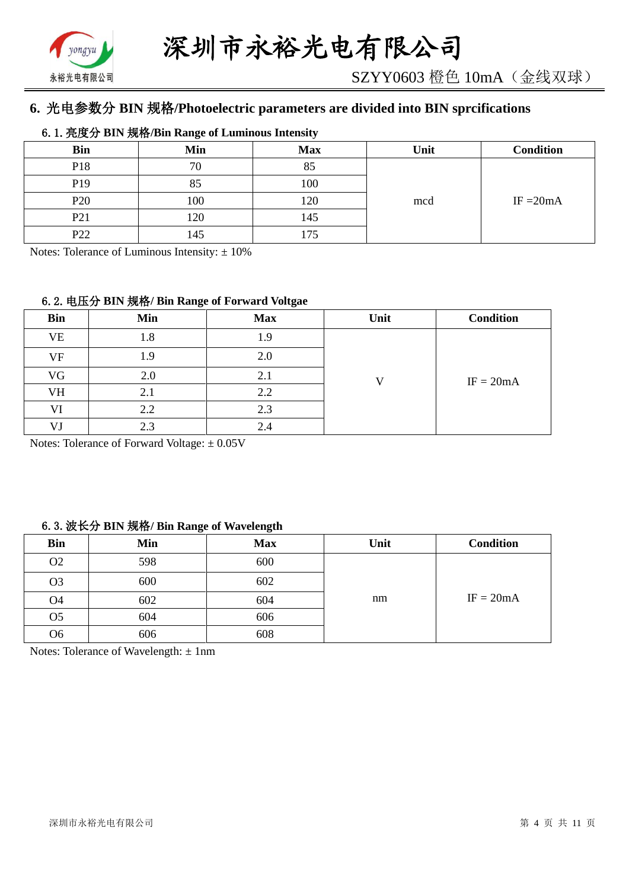## 6. 光电参数分 BIN 规格/Photoelectric parameters are divided into BIN sprcifications

### 6. 1. 亮度分 BIN 规格/Bin Range of Luminous Intensity

| Bin | Min | Max | Unit | Condition |
|---|---|---|---|---|
| P18 | 70 | 85 | mcd | IF =20mA |
| P19 | 85 | 100 | | |
| P20 | 100 | 120 | | |
| P21 | 120 | 145 | | |
| P22 | 145 | 175 | | |

Notes: Tolerance of Luminous Intensity: ± 10%

### 6. 2. 电压分 BIN 规格/ Bin Range of Forward Voltgae

| Bin | Min | Max | Unit | Condition |
|---|---|---|---|---|
| VE | 1.8 | 1.9 | V | IF = 20mA |
| VF | 1.9 | 2.0 | | |
| VG | 2.0 | 2.1 | | |
| VH | 2.1 | 2.2 | | |
| VI | 2.2 | 2.3 | | |
| VJ | 2.3 | 2.4 | | |

Notes: Tolerance of Forward Voltage: ± 0.05V

### 6. 3. 波长分 BIN 规格/ Bin Range of Wavelength

| Bin | Min | Max | Unit | Condition |
|---|---|---|---|---|
| O2 | 598 | 600 | nm | IF = 20mA |
| O3 | 600 | 602 | | |
| O4 | 602 | 604 | | |
| O5 | 604 | 606 | | |
| O6 | 606 | 608 | | |

Notes: Tolerance of Wavelength: ± 1nm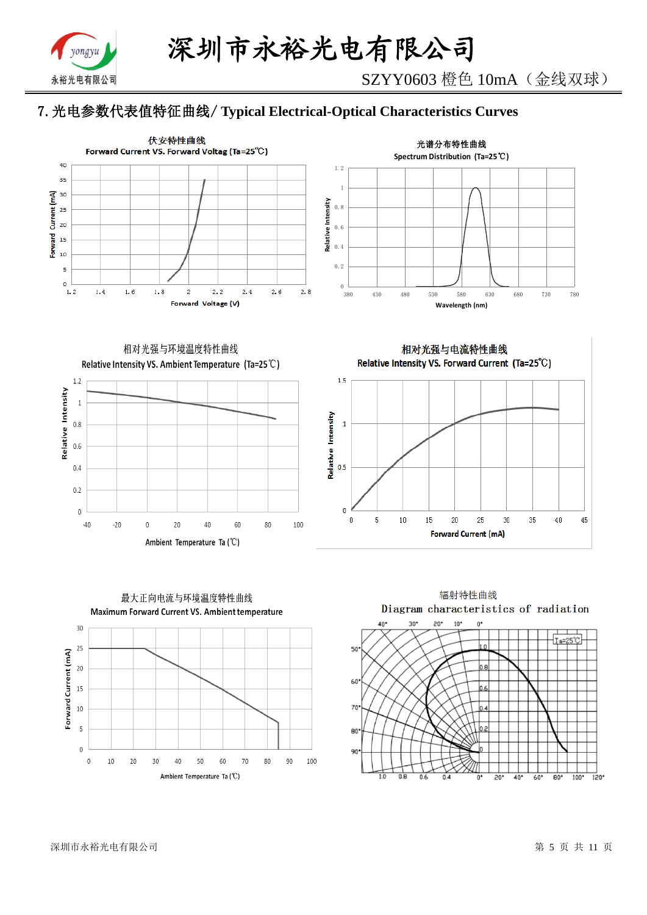## 7. 光电参数代表值特征曲线/ Typical Electrical-Optical Characteristics Curves

伏安特性曲线
Forward Current VS. Forward Voltag (Ta=25℃)

光谱分布特性曲线
Spectrum Distribution (Ta=25℃)

相对光强与环境温度特性曲线
Relative Intensity VS. Ambient Temperature (Ta=25℃)

相对光强与电流特性曲线
Relative Intensity VS. Forward Current (Ta=25℃)

最大正向电流与环境温度特性曲线
Maximum Forward Current VS. Ambient temperature

辐射特性曲线
Diagram characteristics of radiation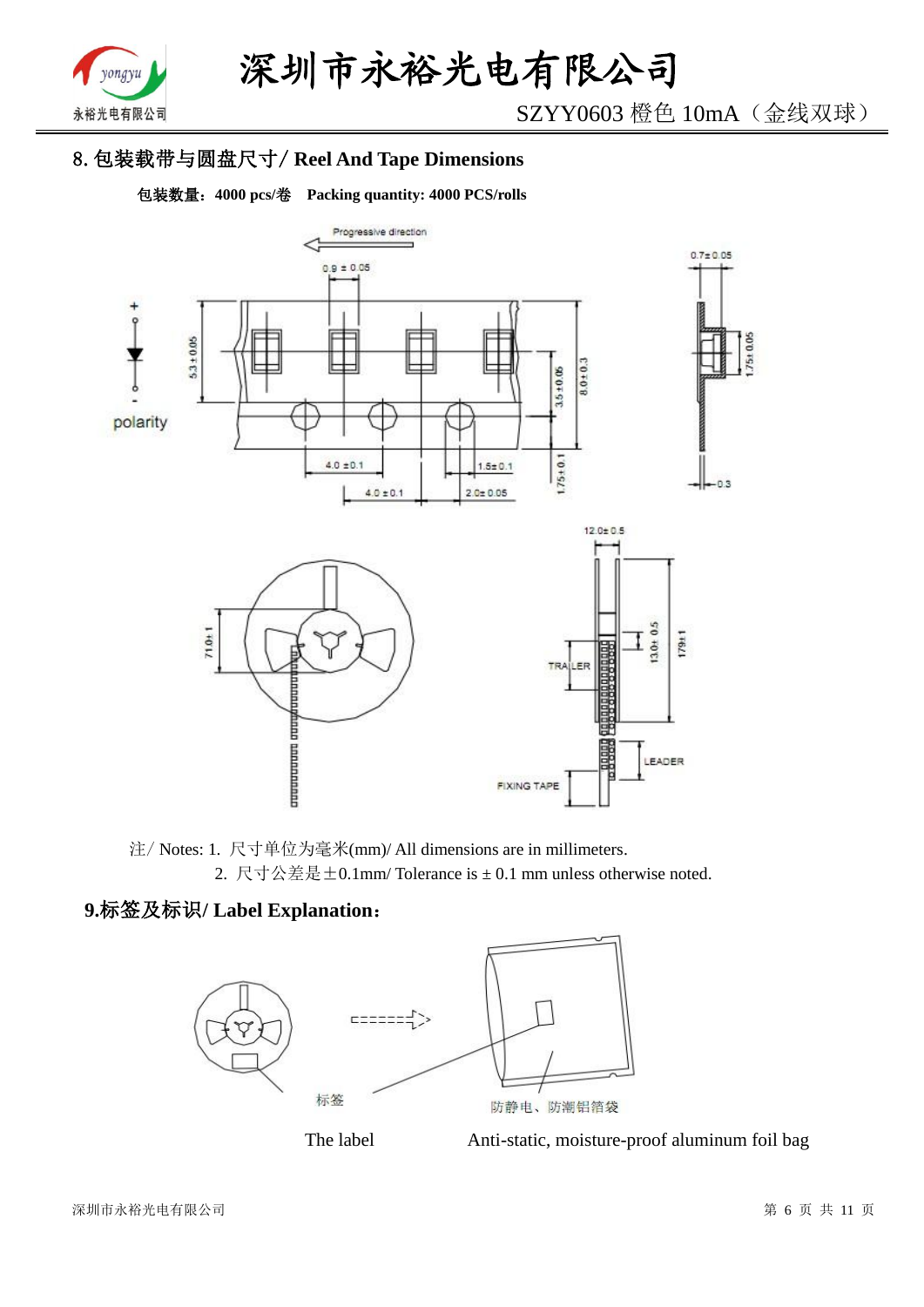## 8. 包装载带与圆盘尺寸/ Reel And Tape Dimensions

**包装数量：4000 pcs/卷　Packing quantity: 4000 PCS/rolls**

注/ Notes: 1. 尺寸单位为毫米(mm)/ All dimensions are in millimeters.

2. 尺寸公差是±0.1mm/ Tolerance is ± 0.1 mm unless otherwise noted.

## 9.标签及标识/ Label Explanation：

标签　　　　防静电、防潮铝箔袋

The label　　　　Anti-static, moisture-proof aluminum foil bag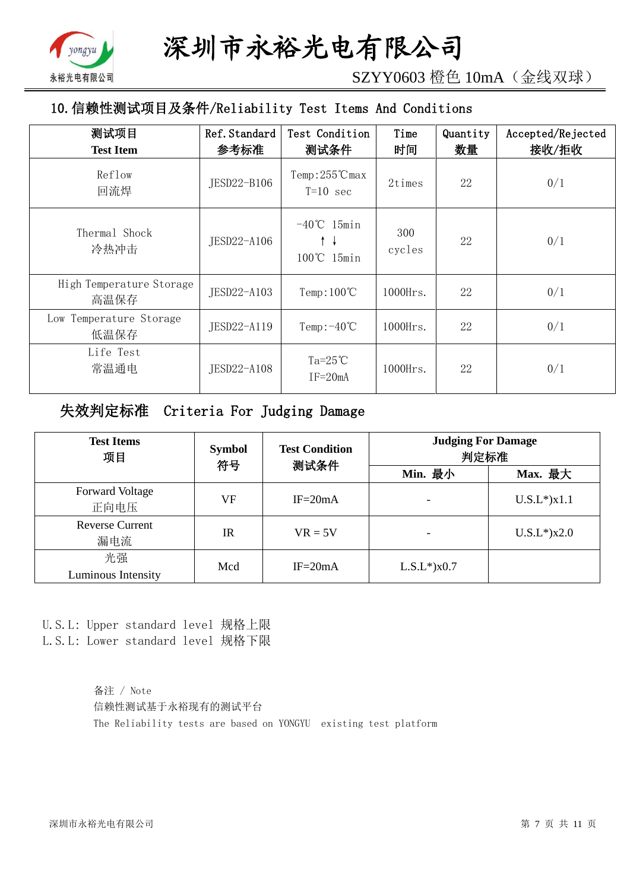## 10.信赖性测试项目及条件/Reliability Test Items And Conditions

| 测试项目<br>Test Item | Ref.Standard<br>参考标准 | Test Condition<br>测试条件 | Time<br>时间 | Quantity<br>数量 | Accepted/Rejected<br>接收/拒收 |
|---|---|---|---|---|---|
| Reflow<br>回流焊 | JESD22-B106 | Temp:255℃max<br>T=10 sec | 2times | 22 | 0/1 |
| Thermal Shock<br>冷热冲击 | JESD22-A106 | -40℃ 15min<br>↑ ↓<br>100℃ 15min | 300<br>cycles | 22 | 0/1 |
| High Temperature Storage<br>高温保存 | JESD22-A103 | Temp:100℃ | 1000Hrs. | 22 | 0/1 |
| Low Temperature Storage<br>低温保存 | JESD22-A119 | Temp:-40℃ | 1000Hrs. | 22 | 0/1 |
| Life Test<br>常温通电 | JESD22-A108 | Ta=25℃<br>IF=20mA | 1000Hrs. | 22 | 0/1 |

## 失效判定标准 Criteria For Judging Damage

| Test Items<br>项目 | Symbol<br>符号 | Test Condition<br>测试条件 | Judging For Damage<br>判定标准 | |
|---|---|---|---|---|
| | | | Min. 最小 | Max. 最大 |
| Forward Voltage<br>正向电压 | VF | IF=20mA | - | U.S.L*)x1.1 |
| Reverse Current<br>漏电流 | IR | VR = 5V | - | U.S.L*)x2.0 |
| 光强<br>Luminous Intensity | Mcd | IF=20mA | L.S.L*)x0.7 | |

U.S.L: Upper standard level 规格上限
L.S.L: Lower standard level 规格下限

备注 / Note
信赖性测试基于永裕现有的测试平台
The Reliability tests are based on YONGYU existing test platform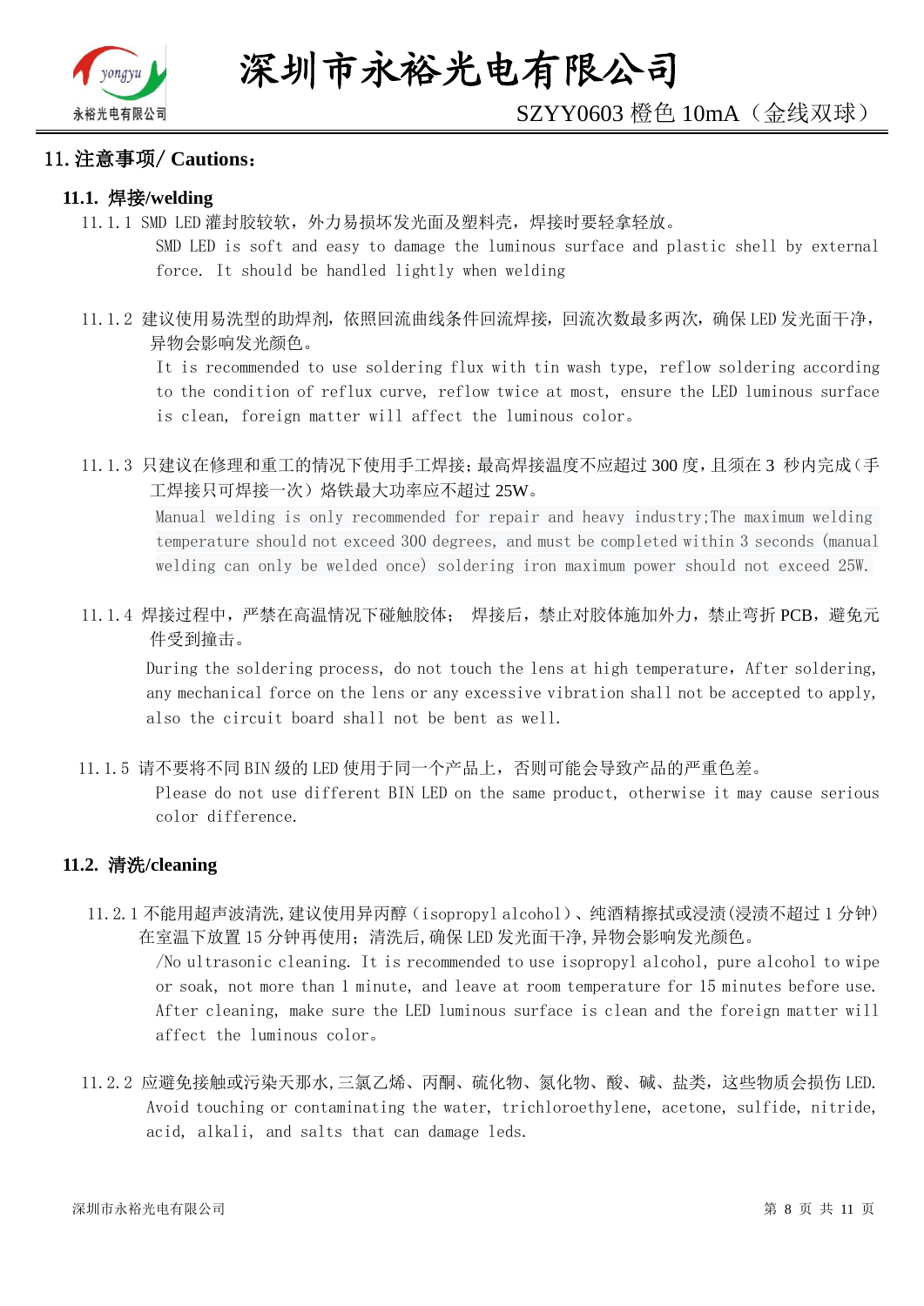## 11. 注意事项/ Cautions：

### 11.1. 焊接/welding

11.1.1 SMD LED 灌封胶较软，外力易损坏发光面及塑料壳，焊接时要轻拿轻放。

SMD LED is soft and easy to damage the luminous surface and plastic shell by external force. It should be handled lightly when welding

11.1.2 建议使用易洗型的助焊剂，依照回流曲线条件回流焊接，回流次数最多两次，确保 LED 发光面干净，异物会影响发光颜色。

It is recommended to use soldering flux with tin wash type, reflow soldering according to the condition of reflux curve, reflow twice at most, ensure the LED luminous surface is clean, foreign matter will affect the luminous color。

11.1.3 只建议在修理和重工的情况下使用手工焊接;最高焊接温度不应超过 300 度，且须在 3 秒内完成（手工焊接只可焊接一次）烙铁最大功率应不超过 25W。

Manual welding is only recommended for repair and heavy industry;The maximum welding temperature should not exceed 300 degrees, and must be completed within 3 seconds (manual welding can only be welded once) soldering iron maximum power should not exceed 25W.

11.1.4 焊接过程中，严禁在高温情况下碰触胶体； 焊接后，禁止对胶体施加外力，禁止弯折 PCB，避免元件受到撞击。

During the soldering process, do not touch the lens at high temperature, After soldering, any mechanical force on the lens or any excessive vibration shall not be accepted to apply, also the circuit board shall not be bent as well.

11.1.5 请不要将不同 BIN 级的 LED 使用于同一个产品上，否则可能会导致产品的严重色差。

Please do not use different BIN LED on the same product, otherwise it may cause serious color difference.

### 11.2. 清洗/cleaning

11.2.1 不能用超声波清洗,建议使用异丙醇（isopropyl alcohol）、纯酒精擦拭或浸渍(浸渍不超过 1 分钟)在室温下放置 15 分钟再使用；清洗后,确保 LED 发光面干净,异物会影响发光颜色。

/No ultrasonic cleaning. It is recommended to use isopropyl alcohol, pure alcohol to wipe or soak, not more than 1 minute, and leave at room temperature for 15 minutes before use. After cleaning, make sure the LED luminous surface is clean and the foreign matter will affect the luminous color。

11.2.2 应避免接触或污染天那水,三氯乙烯、丙酮、硫化物、氮化物、酸、碱、盐类，这些物质会损伤 LED.

Avoid touching or contaminating the water, trichloroethylene, acetone, sulfide, nitride, acid, alkali, and salts that can damage leds.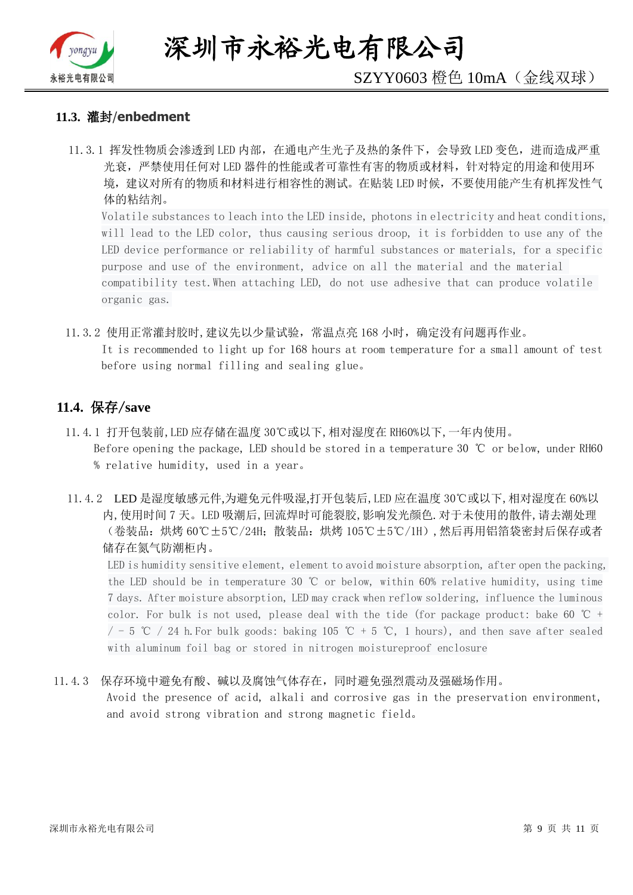### 11.3. 灌封/enbedment

11.3.1 挥发性物质会渗透到 LED 内部，在通电产生光子及热的条件下，会导致 LED 变色，进而造成严重光衰，严禁使用任何对 LED 器件的性能或者可靠性有害的物质或材料，针对特定的用途和使用环境，建议对所有的物质和材料进行相容性的测试。在贴装 LED 时候，不要使用能产生有机挥发性气体的粘结剂。

Volatile substances to leach into the LED inside, photons in electricity and heat conditions, will lead to the LED color, thus causing serious droop, it is forbidden to use any of the LED device performance or reliability of harmful substances or materials, for a specific purpose and use of the environment, advice on all the material and the material compatibility test.When attaching LED, do not use adhesive that can produce volatile organic gas.

11.3.2 使用正常灌封胶时,建议先以少量试验，常温点亮 168 小时，确定没有问题再作业。

It is recommended to light up for 168 hours at room temperature for a small amount of test before using normal filling and sealing glue。

### 11.4. 保存/save

11.4.1 打开包装前,LED 应存储在温度 30℃或以下,相对湿度在 RH60%以下,一年内使用。

Before opening the package, LED should be stored in a temperature 30 ℃ or below, under RH60 % relative humidity, used in a year。

11.4.2 LED 是湿度敏感元件,为避免元件吸湿,打开包装后,LED 应在温度 30℃或以下,相对湿度在 60%以内,使用时间 7 天。LED 吸潮后,回流焊时可能裂胶,影响发光颜色.对于未使用的散件,请去潮处理（卷装品：烘烤 60℃±5℃/24H；散装品：烘烤 105℃±5℃/1H）,然后再用铝箔袋密封后保存或者储存在氮气防潮柜内。

LED is humidity sensitive element, element to avoid moisture absorption, after open the packing, the LED should be in temperature 30 ℃ or below, within 60% relative humidity, using time 7 days. After moisture absorption, LED may crack when reflow soldering, influence the luminous color. For bulk is not used, please deal with the tide (for package product: bake 60 ℃ + / - 5 ℃ / 24 h.For bulk goods: baking 105 ℃ + 5 ℃, 1 hours), and then save after sealed with aluminum foil bag or stored in nitrogen moistureproof enclosure

11.4.3 保存环境中避免有酸、碱以及腐蚀气体存在，同时避免强烈震动及强磁场作用。

Avoid the presence of acid, alkali and corrosive gas in the preservation environment, and avoid strong vibration and strong magnetic field。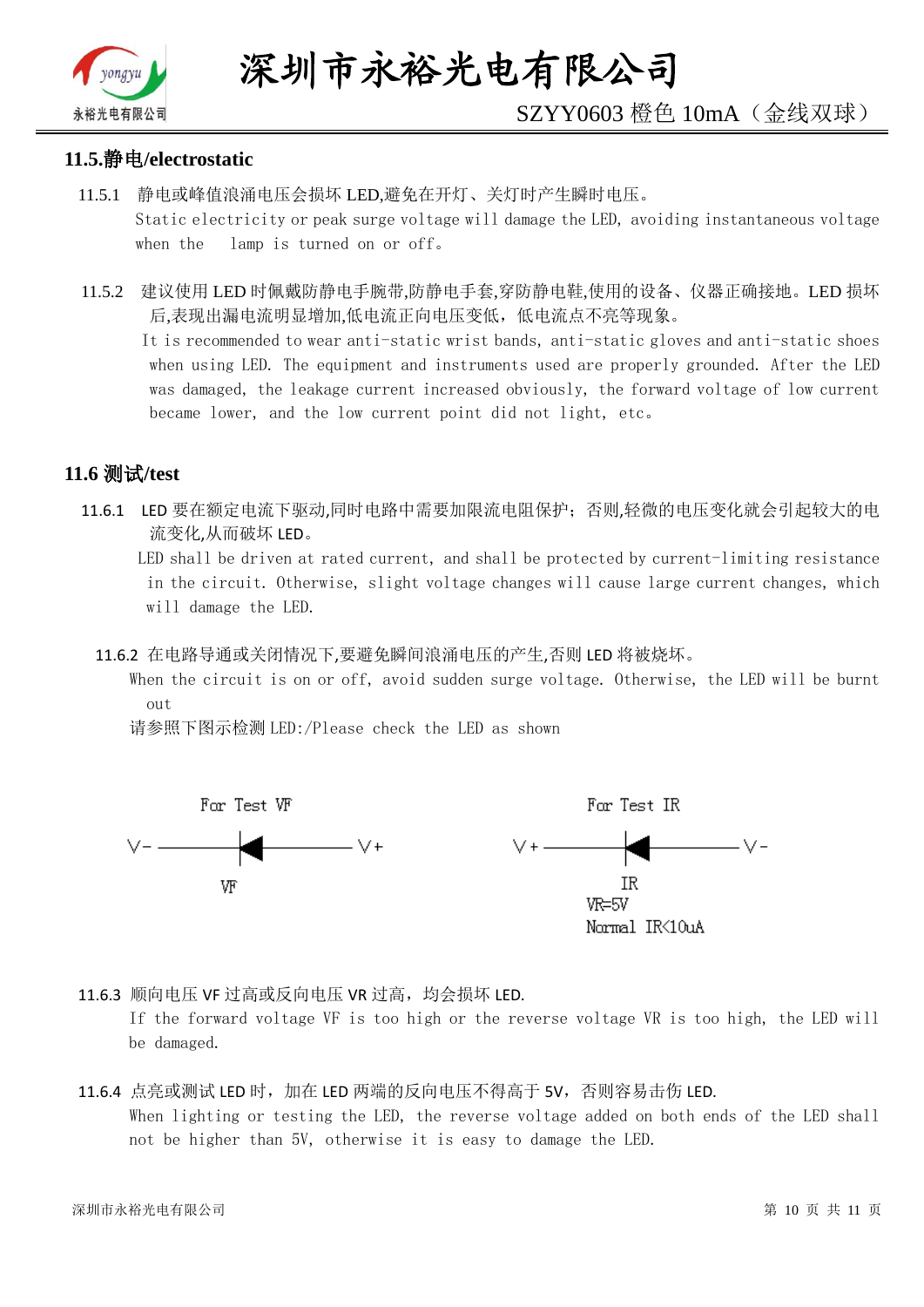## 11.5.静电/electrostatic

11.5.1 静电或峰值浪涌电压会损坏 LED,避免在开灯、关灯时产生瞬时电压。
Static electricity or peak surge voltage will damage the LED, avoiding instantaneous voltage when the lamp is turned on or off。

11.5.2 建议使用 LED 时佩戴防静电手腕带,防静电手套,穿防静电鞋,使用的设备、仪器正确接地。LED 损坏后,表现出漏电流明显增加,低电流正向电压变低，低电流点不亮等现象。
It is recommended to wear anti-static wrist bands, anti-static gloves and anti-static shoes when using LED. The equipment and instruments used are properly grounded. After the LED was damaged, the leakage current increased obviously, the forward voltage of low current became lower, and the low current point did not light, etc。

## 11.6 测试/test

11.6.1 LED 要在额定电流下驱动,同时电路中需要加限流电阻保护；否则,轻微的电压变化就会引起较大的电流变化,从而破坏 LED。
LED shall be driven at rated current, and shall be protected by current-limiting resistance in the circuit. Otherwise, slight voltage changes will cause large current changes, which will damage the LED.

11.6.2 在电路导通或关闭情况下,要避免瞬间浪涌电压的产生,否则 LED 将被烧坏。
When the circuit is on or off, avoid sudden surge voltage. Otherwise, the LED will be burnt out
请参照下图示检测 LED:/Please check the LED as shown

For Test VF: V- ——▶|—— V+ (VF)

For Test IR: V+ ——▶|—— V- (IR)
VR=5V
Normal IR<10uA

11.6.3 顺向电压 VF 过高或反向电压 VR 过高，均会损坏 LED.
If the forward voltage VF is too high or the reverse voltage VR is too high, the LED will be damaged.

11.6.4 点亮或测试 LED 时，加在 LED 两端的反向电压不得高于 5V，否则容易击伤 LED.
When lighting or testing the LED, the reverse voltage added on both ends of the LED shall not be higher than 5V, otherwise it is easy to damage the LED.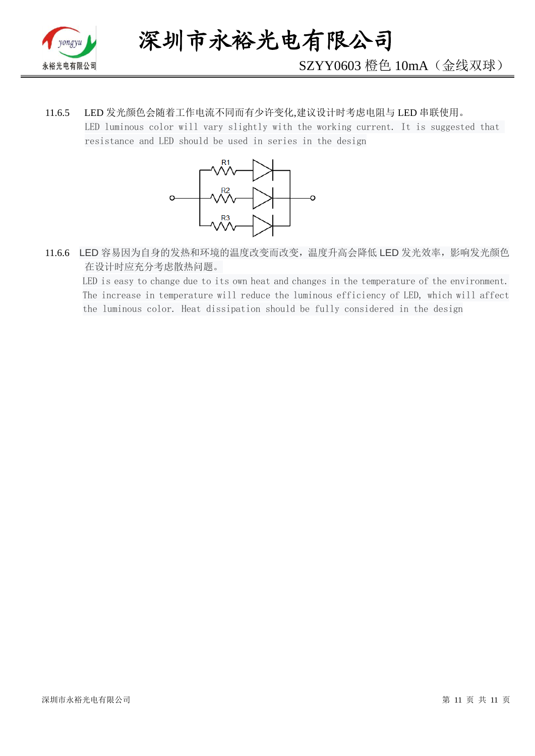11.6.5 LED 发光颜色会随着工作电流不同而有少许变化,建议设计时考虑电阻与 LED 串联使用。

LED luminous color will vary slightly with the working current. It is suggested that resistance and LED should be used in series in the design

R1

R2

R3

11.6.6 LED 容易因为自身的发热和环境的温度改变而改变，温度升高会降低 LED 发光效率，影响发光颜色在设计时应充分考虑散热问题。

LED is easy to change due to its own heat and changes in the temperature of the environment. The increase in temperature will reduce the luminous efficiency of LED, which will affect the luminous color. Heat dissipation should be fully considered in the design